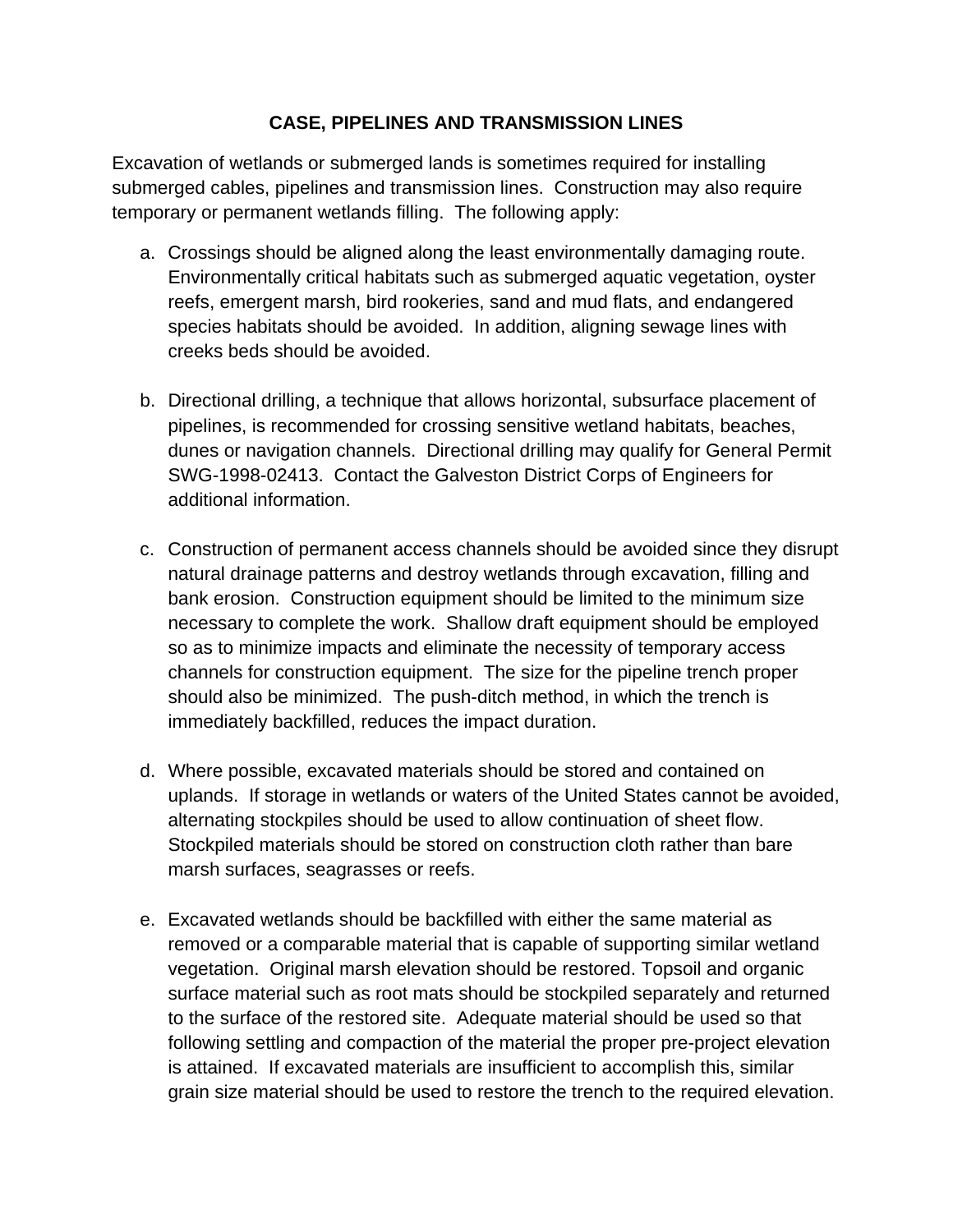# CASE, PIPELINES AND TRANSMISSION LINES

Excavation of wetlands or submerged lands is sometimes required for installing submerged cables, pipelines and transmission lines. Construction may also require temporary or permanent wetlands filling. The following apply:

a. Crossings should be aligned along the least environmentally damaging route. Environmentally critical habitats such as submerged aquatic vegetation, oyster reefs, emergent marsh, bird rookeries, sand and mud flats, and endangered species habitats should be avoided. In addition, aligning sewage lines with creeks beds should be avoided.

b. Directional drilling, a technique that allows horizontal, subsurface placement of pipelines, is recommended for crossing sensitive wetland habitats, beaches, dunes or navigation channels. Directional drilling may qualify for General Permit SWG-1998-02413. Contact the Galveston District Corps of Engineers for additional information.

c. Construction of permanent access channels should be avoided since they disrupt natural drainage patterns and destroy wetlands through excavation, filling and bank erosion. Construction equipment should be limited to the minimum size necessary to complete the work. Shallow draft equipment should be employed so as to minimize impacts and eliminate the necessity of temporary access channels for construction equipment. The size for the pipeline trench proper should also be minimized. The push-ditch method, in which the trench is immediately backfilled, reduces the impact duration.

d. Where possible, excavated materials should be stored and contained on uplands. If storage in wetlands or waters of the United States cannot be avoided, alternating stockpiles should be used to allow continuation of sheet flow. Stockpiled materials should be stored on construction cloth rather than bare marsh surfaces, seagrasses or reefs.

e. Excavated wetlands should be backfilled with either the same material as removed or a comparable material that is capable of supporting similar wetland vegetation. Original marsh elevation should be restored. Topsoil and organic surface material such as root mats should be stockpiled separately and returned to the surface of the restored site. Adequate material should be used so that following settling and compaction of the material the proper pre-project elevation is attained. If excavated materials are insufficient to accomplish this, similar grain size material should be used to restore the trench to the required elevation.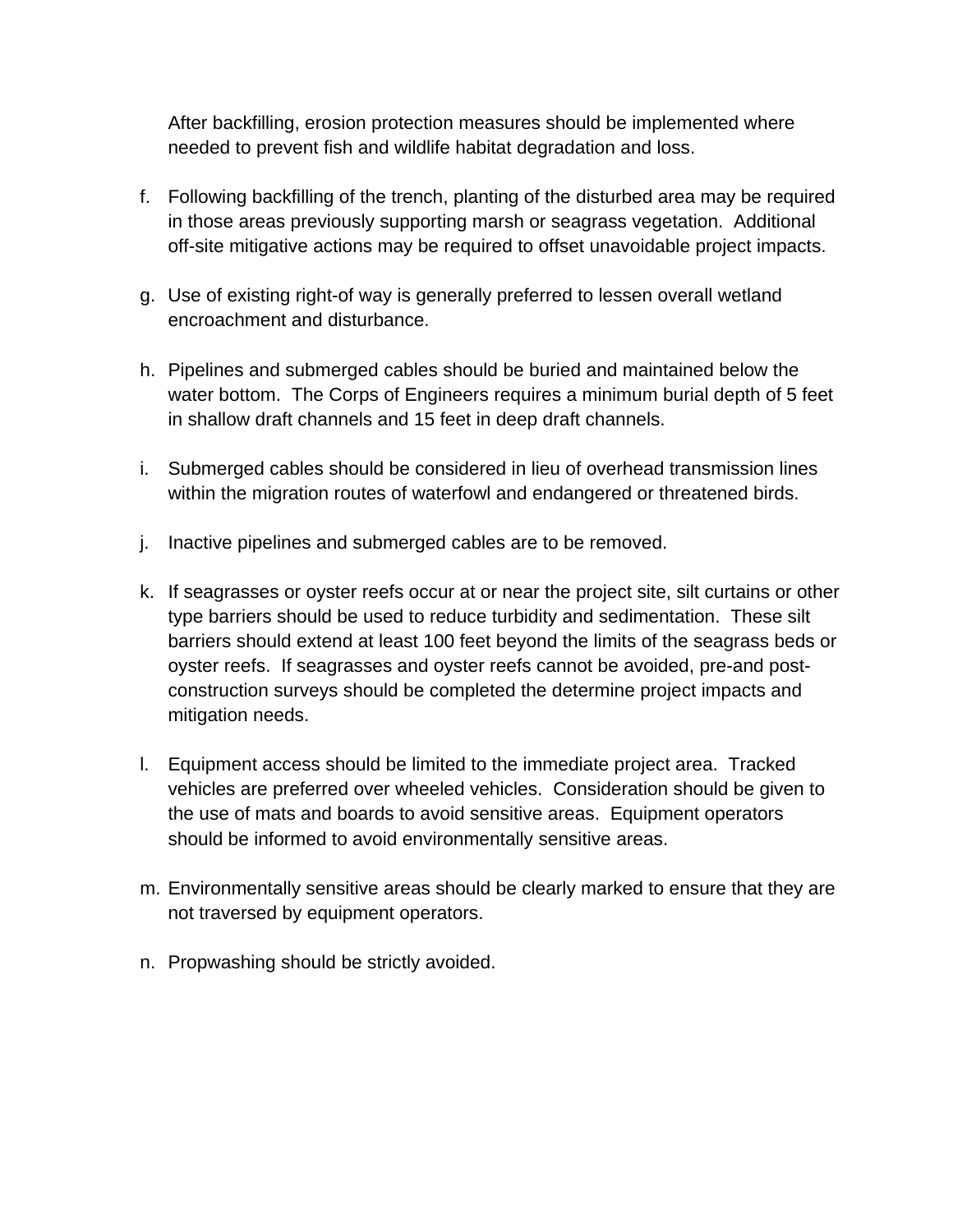After backfilling, erosion protection measures should be implemented where needed to prevent fish and wildlife habitat degradation and loss.

f. Following backfilling of the trench, planting of the disturbed area may be required in those areas previously supporting marsh or seagrass vegetation. Additional off-site mitigative actions may be required to offset unavoidable project impacts.

g. Use of existing right-of way is generally preferred to lessen overall wetland encroachment and disturbance.

h. Pipelines and submerged cables should be buried and maintained below the water bottom. The Corps of Engineers requires a minimum burial depth of 5 feet in shallow draft channels and 15 feet in deep draft channels.

i. Submerged cables should be considered in lieu of overhead transmission lines within the migration routes of waterfowl and endangered or threatened birds.

j. Inactive pipelines and submerged cables are to be removed.

k. If seagrasses or oyster reefs occur at or near the project site, silt curtains or other type barriers should be used to reduce turbidity and sedimentation. These silt barriers should extend at least 100 feet beyond the limits of the seagrass beds or oyster reefs. If seagrasses and oyster reefs cannot be avoided, pre-and post-construction surveys should be completed the determine project impacts and mitigation needs.

l. Equipment access should be limited to the immediate project area. Tracked vehicles are preferred over wheeled vehicles. Consideration should be given to the use of mats and boards to avoid sensitive areas. Equipment operators should be informed to avoid environmentally sensitive areas.

m. Environmentally sensitive areas should be clearly marked to ensure that they are not traversed by equipment operators.

n. Propwashing should be strictly avoided.